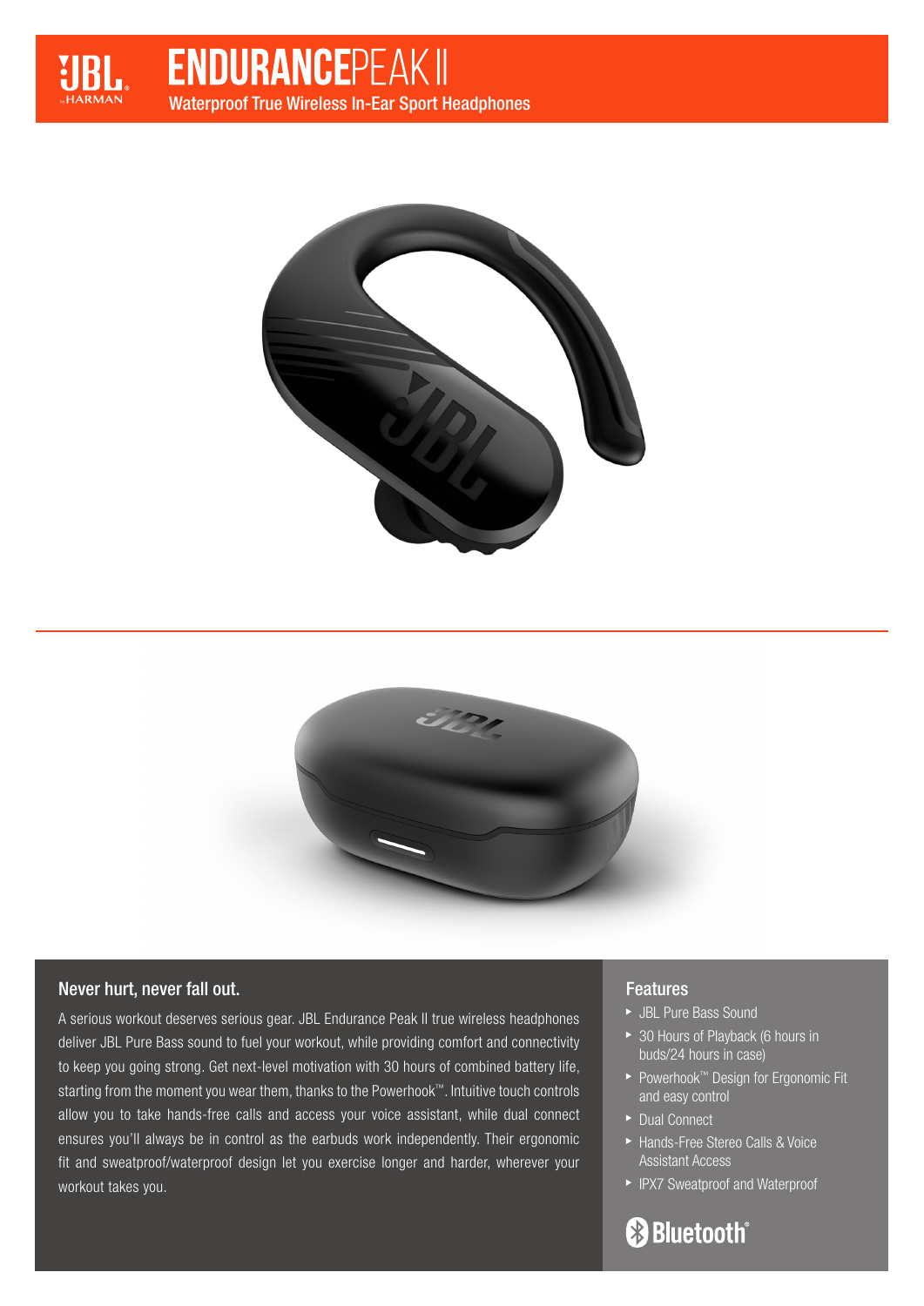# ENDURANCEPEAK II

Waterproof True Wireless In-Ear Sport Headphones

## Never hurt, never fall out.

A serious workout deserves serious gear. JBL Endurance Peak II true wireless headphones deliver JBL Pure Bass sound to fuel your workout, while providing comfort and connectivity to keep you going strong. Get next-level motivation with 30 hours of combined battery life, starting from the moment you wear them, thanks to the Powerhook™. Intuitive touch controls allow you to take hands-free calls and access your voice assistant, while dual connect ensures you'll always be in control as the earbuds work independently. Their ergonomic fit and sweatproof/waterproof design let you exercise longer and harder, wherever your workout takes you.

## Features

- JBL Pure Bass Sound
- 30 Hours of Playback (6 hours in buds/24 hours in case)
- Powerhook™ Design for Ergonomic Fit and easy control
- Dual Connect
- Hands-Free Stereo Calls & Voice Assistant Access
- IPX7 Sweatproof and Waterproof

Bluetooth®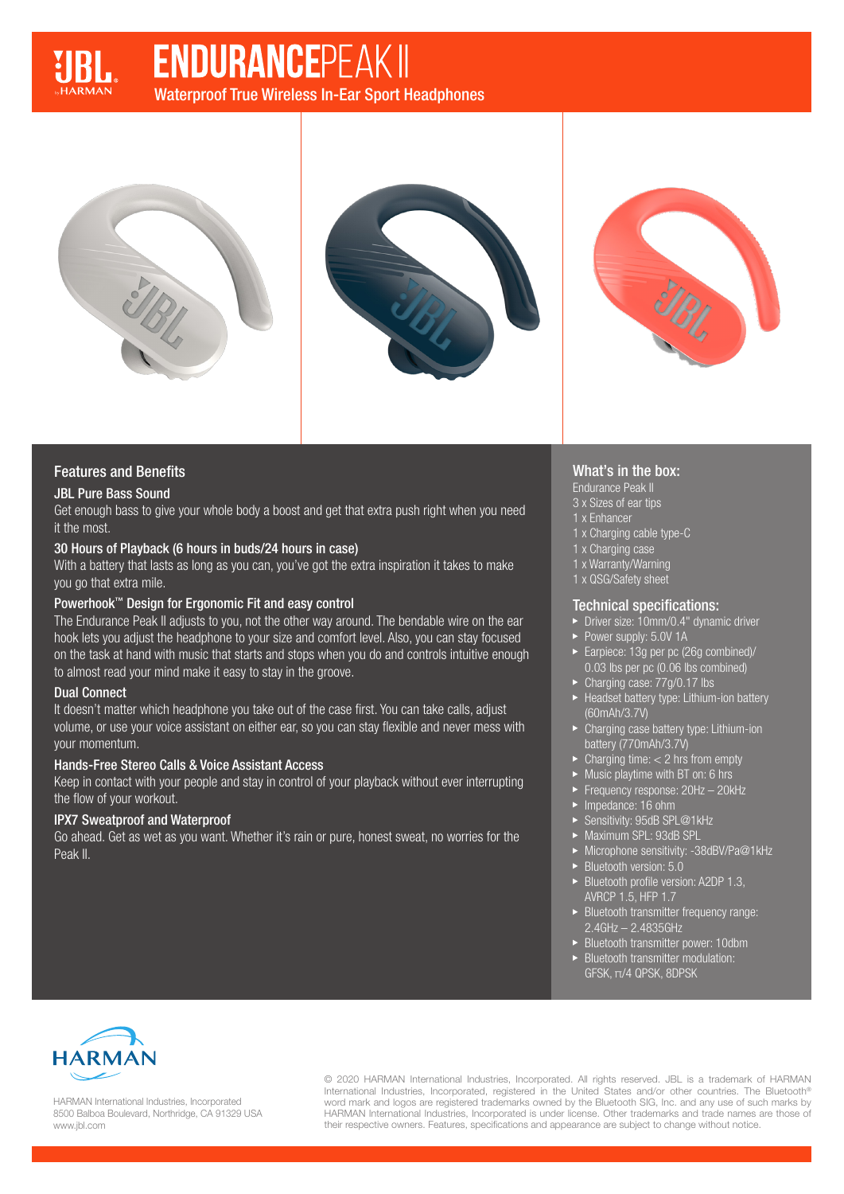# ENDURANCEPEAK II

Waterproof True Wireless In-Ear Sport Headphones

## Features and Benefits

### JBL Pure Bass Sound

Get enough bass to give your whole body a boost and get that extra push right when you need it the most.

### 30 Hours of Playback (6 hours in buds/24 hours in case)

With a battery that lasts as long as you can, you've got the extra inspiration it takes to make you go that extra mile.

### Powerhook™ Design for Ergonomic Fit and easy control

The Endurance Peak II adjusts to you, not the other way around. The bendable wire on the ear hook lets you adjust the headphone to your size and comfort level. Also, you can stay focused on the task at hand with music that starts and stops when you do and controls intuitive enough to almost read your mind make it easy to stay in the groove.

### Dual Connect

It doesn't matter which headphone you take out of the case first. You can take calls, adjust volume, or use your voice assistant on either ear, so you can stay flexible and never mess with your momentum.

### Hands-Free Stereo Calls & Voice Assistant Access

Keep in contact with your people and stay in control of your playback without ever interrupting the flow of your workout.

### IPX7 Sweatproof and Waterproof

Go ahead. Get as wet as you want. Whether it's rain or pure, honest sweat, no worries for the Peak II.

## What's in the box:

Endurance Peak II
3 x Sizes of ear tips
1 x Enhancer
1 x Charging cable type-C
1 x Charging case
1 x Warranty/Warning
1 x QSG/Safety sheet

## Technical specifications:

- Driver size: 10mm/0.4" dynamic driver
- Power supply: 5.0V 1A
- Earpiece: 13g per pc (26g combined)/ 0.03 lbs per pc (0.06 lbs combined)
- Charging case: 77g/0.17 lbs
- Headset battery type: Lithium-ion battery (60mAh/3.7V)
- Charging case battery type: Lithium-ion battery (770mAh/3.7V)
- Charging time: < 2 hrs from empty
- Music playtime with BT on: 6 hrs
- Frequency response: 20Hz – 20kHz
- Impedance: 16 ohm
- Sensitivity: 95dB SPL@1kHz
- Maximum SPL: 93dB SPL
- Microphone sensitivity: -38dBV/Pa@1kHz
- Bluetooth version: 5.0
- Bluetooth profile version: A2DP 1.3, AVRCP 1.5, HFP 1.7
- Bluetooth transmitter frequency range: 2.4GHz – 2.4835GHz
- Bluetooth transmitter power: 10dbm
- Bluetooth transmitter modulation: GFSK, π/4 QPSK, 8DPSK

HARMAN International Industries, Incorporated
8500 Balboa Boulevard, Northridge, CA 91329 USA
www.jbl.com

© 2020 HARMAN International Industries, Incorporated. All rights reserved. JBL is a trademark of HARMAN International Industries, Incorporated, registered in the United States and/or other countries. The Bluetooth® word mark and logos are registered trademarks owned by the Bluetooth SIG, Inc. and any use of such marks by HARMAN International Industries, Incorporated is under license. Other trademarks and trade names are those of their respective owners. Features, specifications and appearance are subject to change without notice.